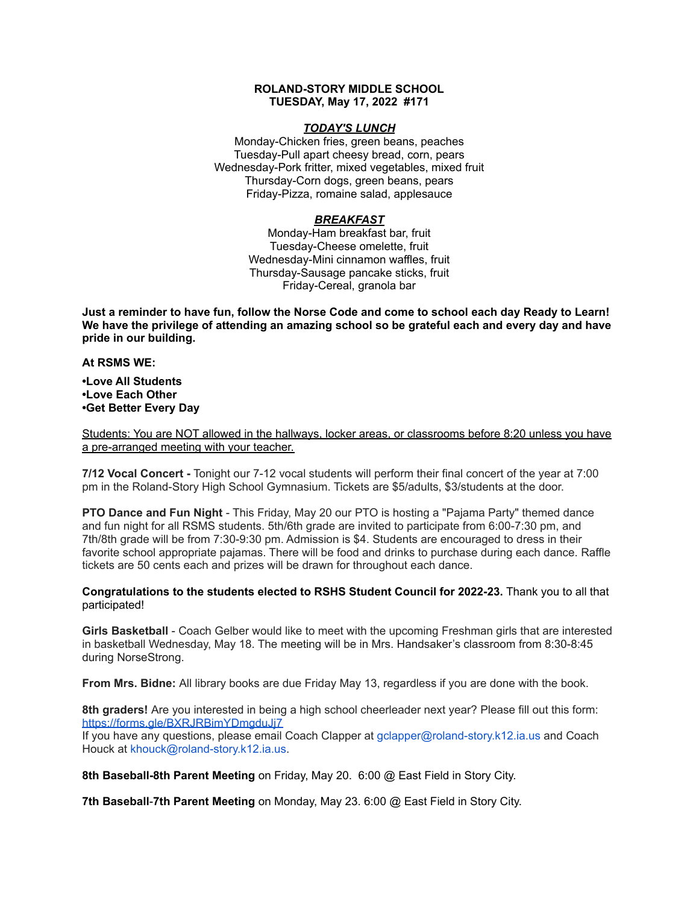# ROLAND-STORY MIDDLE SCHOOL
## TUESDAY, May 17, 2022 #171

### ***TODAY'S LUNCH***

Monday-Chicken fries, green beans, peaches
Tuesday-Pull apart cheesy bread, corn, pears
Wednesday-Pork fritter, mixed vegetables, mixed fruit
Thursday-Corn dogs, green beans, pears
Friday-Pizza, romaine salad, applesauce

### ***BREAKFAST***

Monday-Ham breakfast bar, fruit
Tuesday-Cheese omelette, fruit
Wednesday-Mini cinnamon waffles, fruit
Thursday-Sausage pancake sticks, fruit
Friday-Cereal, granola bar

**Just a reminder to have fun, follow the Norse Code and come to school each day Ready to Learn! We have the privilege of attending an amazing school so be grateful each and every day and have pride in our building.**

**At RSMS WE:**

**•Love All Students**
**•Love Each Other**
**•Get Better Every Day**

<u>Students: You are NOT allowed in the hallways, locker areas, or classrooms before 8:20 unless you have a pre-arranged meeting with your teacher.</u>

**7/12 Vocal Concert -** Tonight our 7-12 vocal students will perform their final concert of the year at 7:00 pm in the Roland-Story High School Gymnasium. Tickets are $5/adults, $3/students at the door.

**PTO Dance and Fun Night** - This Friday, May 20 our PTO is hosting a "Pajama Party" themed dance and fun night for all RSMS students. 5th/6th grade are invited to participate from 6:00-7:30 pm, and 7th/8th grade will be from 7:30-9:30 pm. Admission is $4. Students are encouraged to dress in their favorite school appropriate pajamas. There will be food and drinks to purchase during each dance. Raffle tickets are 50 cents each and prizes will be drawn for throughout each dance.

**Congratulations to the students elected to RSHS Student Council for 2022-23.** Thank you to all that participated!

**Girls Basketball** - Coach Gelber would like to meet with the upcoming Freshman girls that are interested in basketball Wednesday, May 18. The meeting will be in Mrs. Handsaker's classroom from 8:30-8:45 during NorseStrong.

**From Mrs. Bidne:** All library books are due Friday May 13, regardless if you are done with the book.

**8th graders!** Are you interested in being a high school cheerleader next year? Please fill out this form: https://forms.gle/BXRJRBimYDmgduJj7
If you have any questions, please email Coach Clapper at gclapper@roland-story.k12.ia.us and Coach Houck at khouck@roland-story.k12.ia.us.

**8th Baseball-8th Parent Meeting** on Friday, May 20. 6:00 @ East Field in Story City.

**7th Baseball-7th Parent Meeting** on Monday, May 23. 6:00 @ East Field in Story City.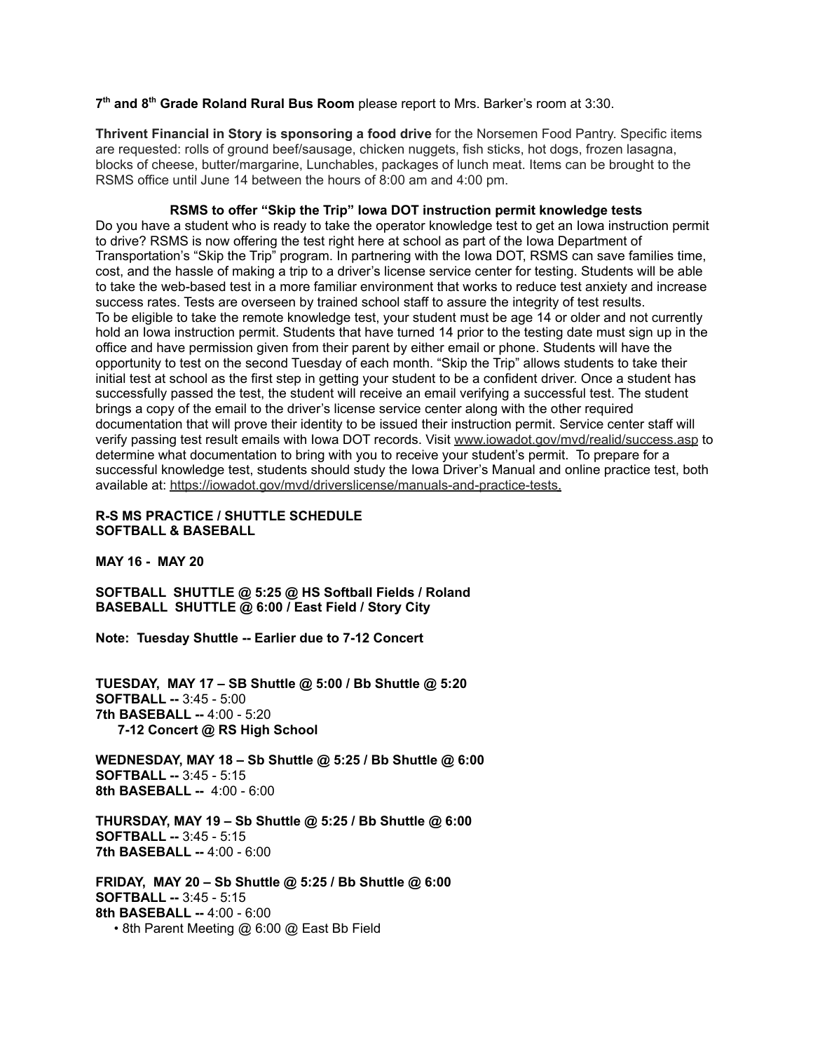**7th and 8th Grade Roland Rural Bus Room** please report to Mrs. Barker's room at 3:30.

**Thrivent Financial in Story is sponsoring a food drive** for the Norsemen Food Pantry. Specific items are requested: rolls of ground beef/sausage, chicken nuggets, fish sticks, hot dogs, frozen lasagna, blocks of cheese, butter/margarine, Lunchables, packages of lunch meat. Items can be brought to the RSMS office until June 14 between the hours of 8:00 am and 4:00 pm.

**RSMS to offer "Skip the Trip" Iowa DOT instruction permit knowledge tests**

Do you have a student who is ready to take the operator knowledge test to get an Iowa instruction permit to drive? RSMS is now offering the test right here at school as part of the Iowa Department of Transportation's "Skip the Trip" program. In partnering with the Iowa DOT, RSMS can save families time, cost, and the hassle of making a trip to a driver's license service center for testing. Students will be able to take the web-based test in a more familiar environment that works to reduce test anxiety and increase success rates. Tests are overseen by trained school staff to assure the integrity of test results.
To be eligible to take the remote knowledge test, your student must be age 14 or older and not currently hold an Iowa instruction permit. Students that have turned 14 prior to the testing date must sign up in the office and have permission given from their parent by either email or phone. Students will have the opportunity to test on the second Tuesday of each month. "Skip the Trip" allows students to take their initial test at school as the first step in getting your student to be a confident driver. Once a student has successfully passed the test, the student will receive an email verifying a successful test. The student brings a copy of the email to the driver's license service center along with the other required documentation that will prove their identity to be issued their instruction permit. Service center staff will verify passing test result emails with Iowa DOT records. Visit www.iowadot.gov/mvd/realid/success.asp to determine what documentation to bring with you to receive your student's permit. To prepare for a successful knowledge test, students should study the Iowa Driver's Manual and online practice test, both available at: https://iowadot.gov/mvd/driverslicense/manuals-and-practice-tests.

**R-S MS PRACTICE / SHUTTLE SCHEDULE**
**SOFTBALL & BASEBALL**

**MAY 16 - MAY 20**

**SOFTBALL SHUTTLE @ 5:25 @ HS Softball Fields / Roland**
**BASEBALL SHUTTLE @ 6:00 / East Field / Story City**

**Note: Tuesday Shuttle -- Earlier due to 7-12 Concert**

**TUESDAY, MAY 17 – SB Shuttle @ 5:00 / Bb Shuttle @ 5:20**
**SOFTBALL --** 3:45 - 5:00
**7th BASEBALL --** 4:00 - 5:20
**7-12 Concert @ RS High School**

**WEDNESDAY, MAY 18 – Sb Shuttle @ 5:25 / Bb Shuttle @ 6:00**
**SOFTBALL --** 3:45 - 5:15
**8th BASEBALL --** 4:00 - 6:00

**THURSDAY, MAY 19 – Sb Shuttle @ 5:25 / Bb Shuttle @ 6:00**
**SOFTBALL --** 3:45 - 5:15
**7th BASEBALL --** 4:00 - 6:00

**FRIDAY, MAY 20 – Sb Shuttle @ 5:25 / Bb Shuttle @ 6:00**
**SOFTBALL --** 3:45 - 5:15
**8th BASEBALL --** 4:00 - 6:00

- 8th Parent Meeting @ 6:00 @ East Bb Field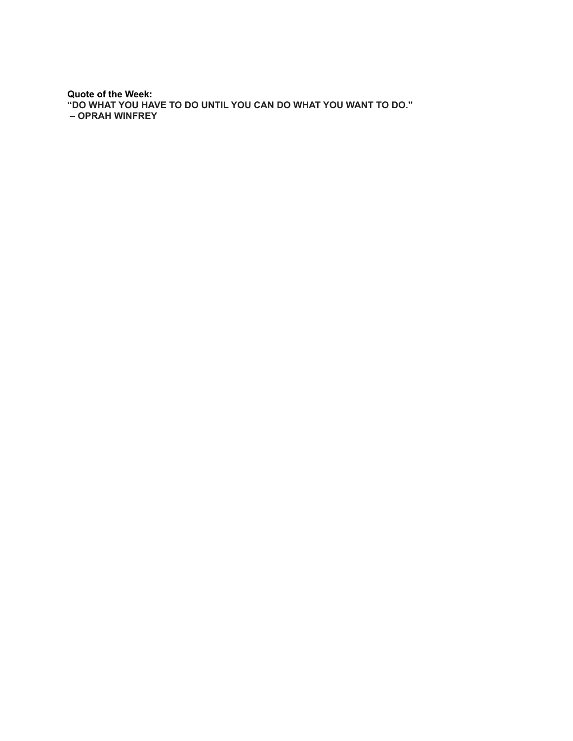**Quote of the Week:**
**“DO WHAT YOU HAVE TO DO UNTIL YOU CAN DO WHAT YOU WANT TO DO.”**
**– OPRAH WINFREY**